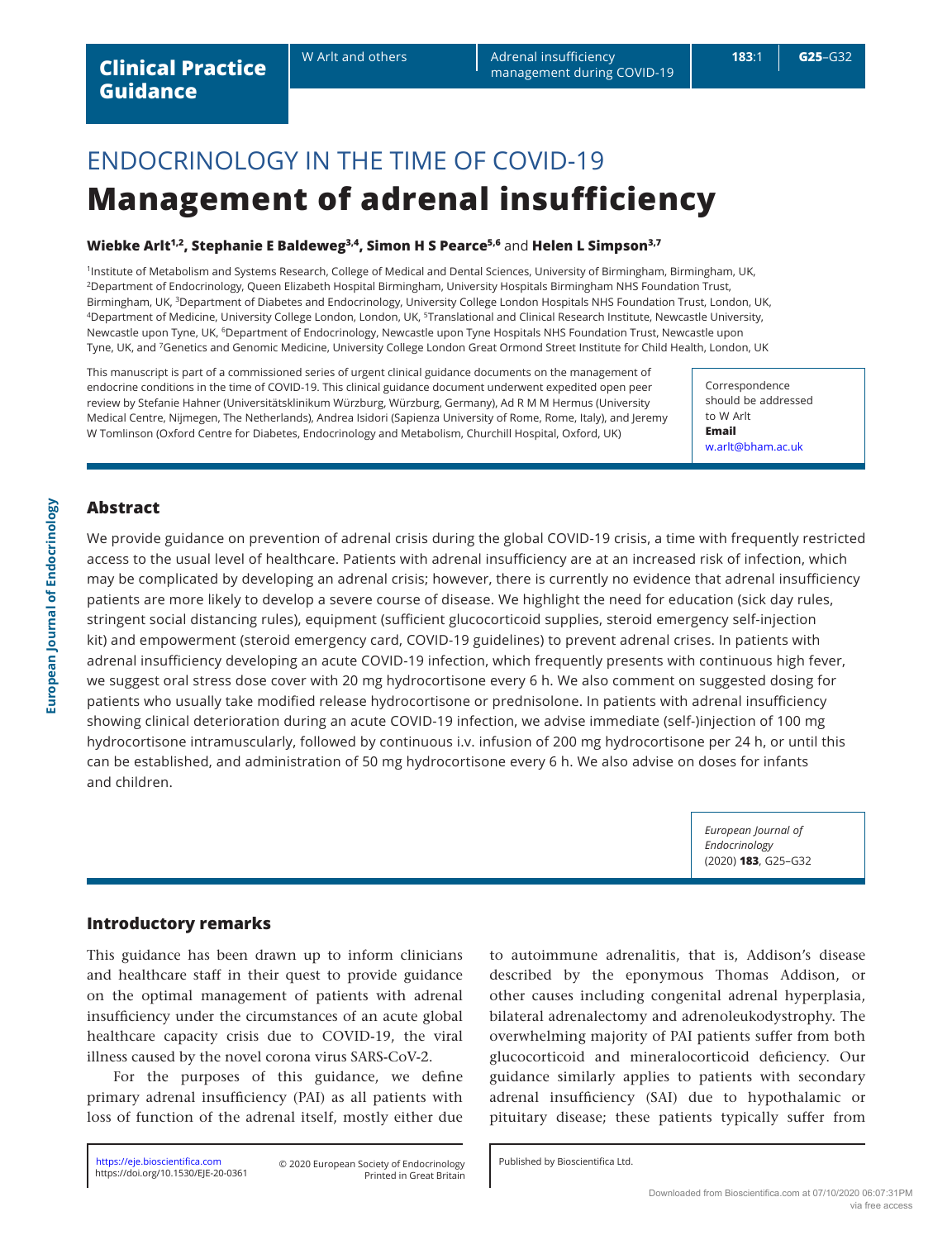ENDOCRINOLOGY IN THE TIME OF COVID-19

# Management of adrenal insufficiency

**Wiebke Arlt[1,2], Stephanie E Baldeweg[3,4], Simon H S Pearce[5,6] and Helen L Simpson[3,7]**

[1]Institute of Metabolism and Systems Research, College of Medical and Dental Sciences, University of Birmingham, Birmingham, UK, [2]Department of Endocrinology, Queen Elizabeth Hospital Birmingham, University Hospitals Birmingham NHS Foundation Trust, Birmingham, UK, [3]Department of Diabetes and Endocrinology, University College London Hospitals NHS Foundation Trust, London, UK, [4]Department of Medicine, University College London, London, UK, [5]Translational and Clinical Research Institute, Newcastle University, Newcastle upon Tyne, UK, [6]Department of Endocrinology, Newcastle upon Tyne Hospitals NHS Foundation Trust, Newcastle upon Tyne, UK, and [7]Genetics and Genomic Medicine, University College London Great Ormond Street Institute for Child Health, London, UK

This manuscript is part of a commissioned series of urgent clinical guidance documents on the management of endocrine conditions in the time of COVID-19. This clinical guidance document underwent expedited open peer review by Stefanie Hahner (Universitätsklinikum Würzburg, Würzburg, Germany), Ad R M M Hermus (University Medical Centre, Nijmegen, The Netherlands), Andrea Isidori (Sapienza University of Rome, Rome, Italy), and Jeremy W Tomlinson (Oxford Centre for Diabetes, Endocrinology and Metabolism, Churchill Hospital, Oxford, UK)

Correspondence should be addressed to W Arlt
**Email**
w.arlt@bham.ac.uk

## Abstract

We provide guidance on prevention of adrenal crisis during the global COVID-19 crisis, a time with frequently restricted access to the usual level of healthcare. Patients with adrenal insufficiency are at an increased risk of infection, which may be complicated by developing an adrenal crisis; however, there is currently no evidence that adrenal insufficiency patients are more likely to develop a severe course of disease. We highlight the need for education (sick day rules, stringent social distancing rules), equipment (sufficient glucocorticoid supplies, steroid emergency self-injection kit) and empowerment (steroid emergency card, COVID-19 guidelines) to prevent adrenal crises. In patients with adrenal insufficiency developing an acute COVID-19 infection, which frequently presents with continuous high fever, we suggest oral stress dose cover with 20 mg hydrocortisone every 6 h. We also comment on suggested dosing for patients who usually take modified release hydrocortisone or prednisolone. In patients with adrenal insufficiency showing clinical deterioration during an acute COVID-19 infection, we advise immediate (self-)injection of 100 mg hydrocortisone intramuscularly, followed by continuous i.v. infusion of 200 mg hydrocortisone per 24 h, or until this can be established, and administration of 50 mg hydrocortisone every 6 h. We also advise on doses for infants and children.

*European Journal of Endocrinology* (2020) **183**, G25–G32

## Introductory remarks

This guidance has been drawn up to inform clinicians and healthcare staff in their quest to provide guidance on the optimal management of patients with adrenal insufficiency under the circumstances of an acute global healthcare capacity crisis due to COVID-19, the viral illness caused by the novel corona virus SARS-CoV-2.

For the purposes of this guidance, we define primary adrenal insufficiency (PAI) as all patients with loss of function of the adrenal itself, mostly either due to autoimmune adrenalitis, that is, Addison's disease described by the eponymous Thomas Addison, or other causes including congenital adrenal hyperplasia, bilateral adrenalectomy and adrenoleukodystrophy. The overwhelming majority of PAI patients suffer from both glucocorticoid and mineralocorticoid deficiency. Our guidance similarly applies to patients with secondary adrenal insufficiency (SAI) due to hypothalamic or pituitary disease; these patients typically suffer from

https://eje.bioscientifica.com
https://doi.org/10.1530/EJE-20-0361

© 2020 European Society of Endocrinology
Printed in Great Britain

Published by Bioscientifica Ltd.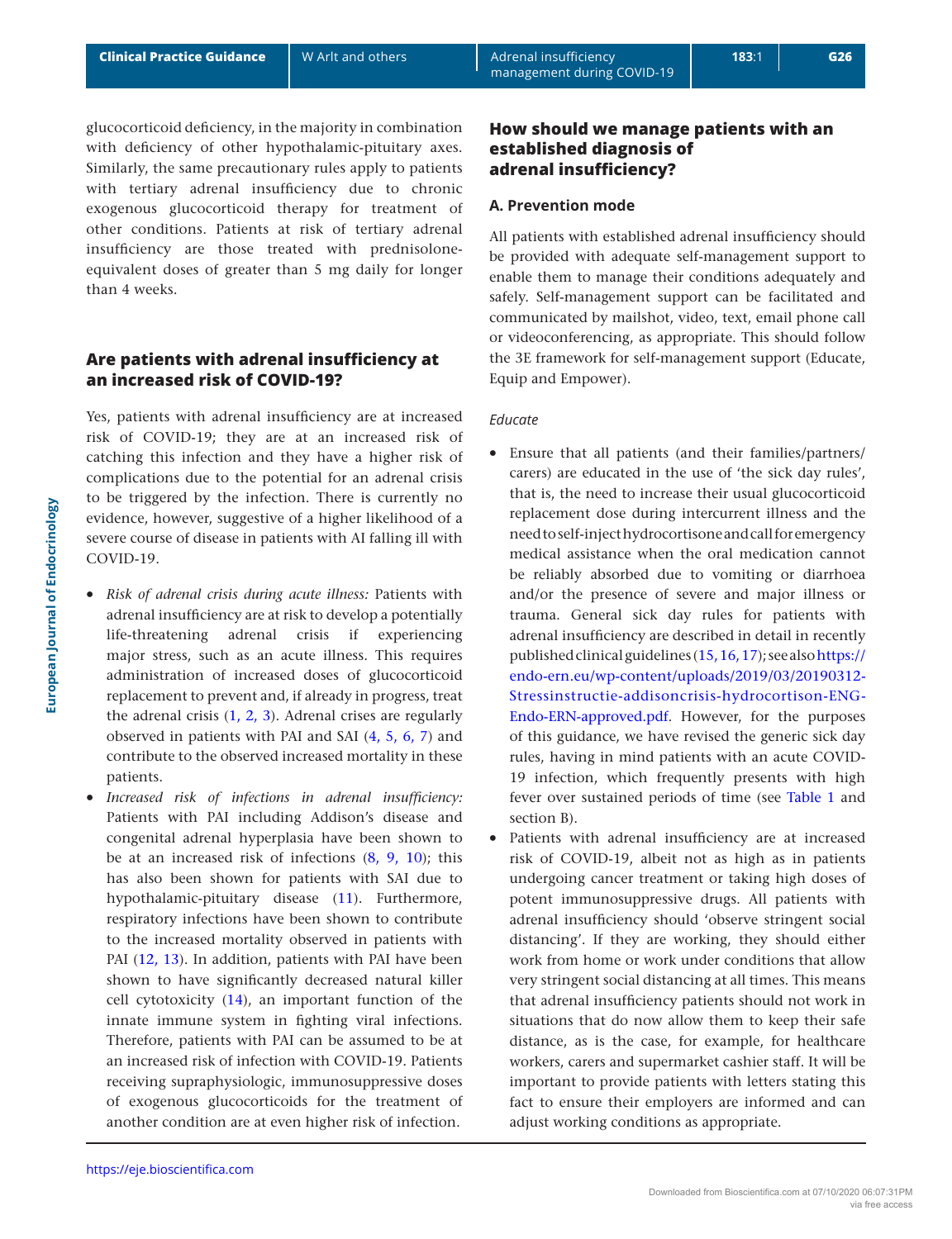glucocorticoid deficiency, in the majority in combination with deficiency of other hypothalamic-pituitary axes. Similarly, the same precautionary rules apply to patients with tertiary adrenal insufficiency due to chronic exogenous glucocorticoid therapy for treatment of other conditions. Patients at risk of tertiary adrenal insufficiency are those treated with prednisolone-equivalent doses of greater than 5 mg daily for longer than 4 weeks.

## Are patients with adrenal insufficiency at an increased risk of COVID-19?

Yes, patients with adrenal insufficiency are at increased risk of COVID-19; they are at an increased risk of catching this infection and they have a higher risk of complications due to the potential for an adrenal crisis to be triggered by the infection. There is currently no evidence, however, suggestive of a higher likelihood of a severe course of disease in patients with AI falling ill with COVID-19.

- *Risk of adrenal crisis during acute illness:* Patients with adrenal insufficiency are at risk to develop a potentially life-threatening adrenal crisis if experiencing major stress, such as an acute illness. This requires administration of increased doses of glucocorticoid replacement to prevent and, if already in progress, treat the adrenal crisis (1, 2, 3). Adrenal crises are regularly observed in patients with PAI and SAI (4, 5, 6, 7) and contribute to the observed increased mortality in these patients.
- *Increased risk of infections in adrenal insufficiency:* Patients with PAI including Addison's disease and congenital adrenal hyperplasia have been shown to be at an increased risk of infections (8, 9, 10); this has also been shown for patients with SAI due to hypothalamic-pituitary disease (11). Furthermore, respiratory infections have been shown to contribute to the increased mortality observed in patients with PAI (12, 13). In addition, patients with PAI have been shown to have significantly decreased natural killer cell cytotoxicity (14), an important function of the innate immune system in fighting viral infections. Therefore, patients with PAI can be assumed to be at an increased risk of infection with COVID-19. Patients receiving supraphysiologic, immunosuppressive doses of exogenous glucocorticoids for the treatment of another condition are at even higher risk of infection.

## How should we manage patients with an established diagnosis of adrenal insufficiency?

### A. Prevention mode

All patients with established adrenal insufficiency should be provided with adequate self-management support to enable them to manage their conditions adequately and safely. Self-management support can be facilitated and communicated by mailshot, video, text, email phone call or videoconferencing, as appropriate. This should follow the 3E framework for self-management support (Educate, Equip and Empower).

*Educate*

- Ensure that all patients (and their families/partners/carers) are educated in the use of 'the sick day rules', that is, the need to increase their usual glucocorticoid replacement dose during intercurrent illness and the need to self-inject hydrocortisone and call for emergency medical assistance when the oral medication cannot be reliably absorbed due to vomiting or diarrhoea and/or the presence of severe and major illness or trauma. General sick day rules for patients with adrenal insufficiency are described in detail in recently published clinical guidelines (15, 16, 17); see also https://endo-ern.eu/wp-content/uploads/2019/03/20190312-Stressinstructie-addisoncrisis-hydrocortison-ENG-Endo-ERN-approved.pdf. However, for the purposes of this guidance, we have revised the generic sick day rules, having in mind patients with an acute COVID-19 infection, which frequently presents with high fever over sustained periods of time (see Table 1 and section B).
- Patients with adrenal insufficiency are at increased risk of COVID-19, albeit not as high as in patients undergoing cancer treatment or taking high doses of potent immunosuppressive drugs. All patients with adrenal insufficiency should 'observe stringent social distancing'. If they are working, they should either work from home or work under conditions that allow very stringent social distancing at all times. This means that adrenal insufficiency patients should not work in situations that do now allow them to keep their safe distance, as is the case, for example, for healthcare workers, carers and supermarket cashier staff. It will be important to provide patients with letters stating this fact to ensure their employers are informed and can adjust working conditions as appropriate.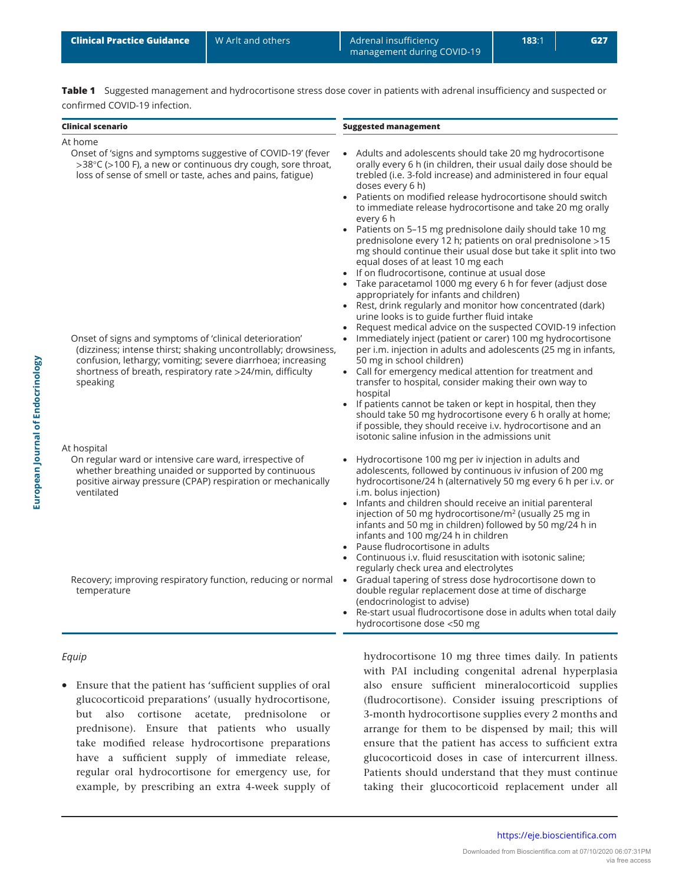**Table 1** Suggested management and hydrocortisone stress dose cover in patients with adrenal insufficiency and suspected or confirmed COVID-19 infection.

| Clinical scenario | Suggested management |
|---|---|
| **At home** | |
| Onset of 'signs and symptoms suggestive of COVID-19' (fever >38°C (>100 F), a new or continuous dry cough, sore throat, loss of sense of smell or taste, aches and pains, fatigue) | • Adults and adolescents should take 20 mg hydrocortisone orally every 6 h (in children, their usual daily dose should be trebled (i.e. 3-fold increase) and administered in four equal doses every 6 h)<br>• Patients on modified release hydrocortisone should switch to immediate release hydrocortisone and take 20 mg orally every 6 h<br>• Patients on 5–15 mg prednisolone daily should take 10 mg prednisolone every 12 h; patients on oral prednisolone >15 mg should continue their usual dose but take it split into two equal doses of at least 10 mg each<br>• If on fludrocortisone, continue at usual dose<br>• Take paracetamol 1000 mg every 6 h for fever (adjust dose appropriately for infants and children)<br>• Rest, drink regularly and monitor how concentrated (dark) urine looks is to guide further fluid intake<br>• Request medical advice on the suspected COVID-19 infection |
| Onset of signs and symptoms of 'clinical deterioration' (dizziness; intense thirst; shaking uncontrollably; drowsiness, confusion, lethargy; vomiting; severe diarrhoea; increasing shortness of breath, respiratory rate >24/min, difficulty speaking | • Immediately inject (patient or carer) 100 mg hydrocortisone per i.m. injection in adults and adolescents (25 mg in infants, 50 mg in school children)<br>• Call for emergency medical attention for treatment and transfer to hospital, consider making their own way to hospital<br>• If patients cannot be taken or kept in hospital, then they should take 50 mg hydrocortisone every 6 h orally at home; if possible, they should receive i.v. hydrocortisone and an isotonic saline infusion in the admissions unit |
| **At hospital** | |
| On regular ward or intensive care ward, irrespective of whether breathing unaided or supported by continuous positive airway pressure (CPAP) respiration or mechanically ventilated | • Hydrocortisone 100 mg per iv injection in adults and adolescents, followed by continuous iv infusion of 200 mg hydrocortisone/24 h (alternatively 50 mg every 6 h per i.v. or i.m. bolus injection)<br>• Infants and children should receive an initial parenteral injection of 50 mg hydrocortisone/m$^2$ (usually 25 mg in infants and 50 mg in children) followed by 50 mg/24 h in infants and 100 mg/24 h in children<br>• Pause fludrocortisone in adults<br>• Continuous i.v. fluid resuscitation with isotonic saline; regularly check urea and electrolytes |
| Recovery; improving respiratory function, reducing or normal temperature | • Gradual tapering of stress dose hydrocortisone down to double regular replacement dose at time of discharge (endocrinologist to advise)<br>• Re-start usual fludrocortisone dose in adults when total daily hydrocortisone dose <50 mg |

*Equip*

- Ensure that the patient has 'sufficient supplies of oral glucocorticoid preparations' (usually hydrocortisone, but also cortisone acetate, prednisolone or prednisone). Ensure that patients who usually take modified release hydrocortisone preparations have a sufficient supply of immediate release, regular oral hydrocortisone for emergency use, for example, by prescribing an extra 4-week supply of hydrocortisone 10 mg three times daily. In patients with PAI including congenital adrenal hyperplasia also ensure sufficient mineralocorticoid supplies (fludrocortisone). Consider issuing prescriptions of 3-month hydrocortisone supplies every 2 months and arrange for them to be dispensed by mail; this will ensure that the patient has access to sufficient extra glucocorticoid doses in case of intercurrent illness. Patients should understand that they must continue taking their glucocorticoid replacement under all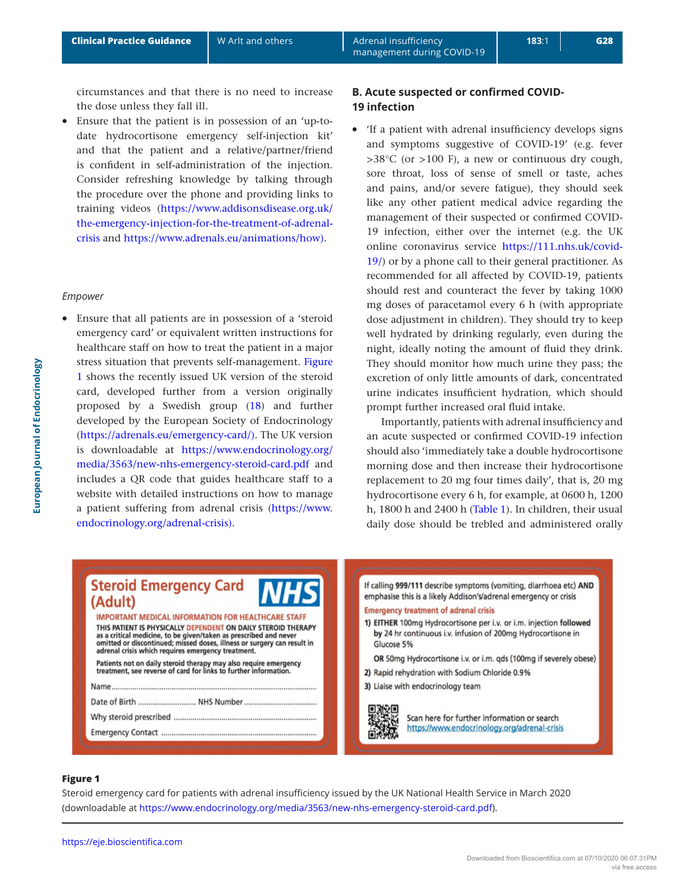circumstances and that there is no need to increase the dose unless they fall ill.

- Ensure that the patient is in possession of an 'up-to-date hydrocortisone emergency self-injection kit' and that the patient and a relative/partner/friend is confident in self-administration of the injection. Consider refreshing knowledge by talking through the procedure over the phone and providing links to training videos (https://www.addisonsdisease.org.uk/the-emergency-injection-for-the-treatment-of-adrenal-crisis and https://www.adrenals.eu/animations/how).

*Empower*

- Ensure that all patients are in possession of a 'steroid emergency card' or equivalent written instructions for healthcare staff on how to treat the patient in a major stress situation that prevents self-management. Figure 1 shows the recently issued UK version of the steroid card, developed further from a version originally proposed by a Swedish group (18) and further developed by the European Society of Endocrinology (https://adrenals.eu/emergency-card/). The UK version is downloadable at https://www.endocrinology.org/media/3563/new-nhs-emergency-steroid-card.pdf and includes a QR code that guides healthcare staff to a website with detailed instructions on how to manage a patient suffering from adrenal crisis (https://www.endocrinology.org/adrenal-crisis).

### B. Acute suspected or confirmed COVID-19 infection

- 'If a patient with adrenal insufficiency develops signs and symptoms suggestive of COVID-19' (e.g. fever >38°C (or >100 F), a new or continuous dry cough, sore throat, loss of sense of smell or taste, aches and pains, and/or severe fatigue), they should seek like any other patient medical advice regarding the management of their suspected or confirmed COVID-19 infection, either over the internet (e.g. the UK online coronavirus service https://111.nhs.uk/covid-19/) or by a phone call to their general practitioner. As recommended for all affected by COVID-19, patients should rest and counteract the fever by taking 1000 mg doses of paracetamol every 6 h (with appropriate dose adjustment in children). They should try to keep well hydrated by drinking regularly, even during the night, ideally noting the amount of fluid they drink. They should monitor how much urine they pass; the excretion of only little amounts of dark, concentrated urine indicates insufficient hydration, which should prompt further increased oral fluid intake.

  Importantly, patients with adrenal insufficiency and an acute suspected or confirmed COVID-19 infection should also 'immediately take a double hydrocortisone morning dose and then increase their hydrocortisone replacement to 20 mg four times daily', that is, 20 mg hydrocortisone every 6 h, for example, at 0600 h, 1200 h, 1800 h and 2400 h (Table 1). In children, their usual daily dose should be trebled and administered orally

**Steroid Emergency Card (Adult)** NHS

IMPORTANT MEDICAL INFORMATION FOR HEALTHCARE STAFF

THIS PATIENT IS PHYSICALLY DEPENDENT ON DAILY STEROID THERAPY as a critical medicine, to be given/taken as prescribed and never omitted or discontinued; missed doses, illness or surgery can result in adrenal crisis which requires emergency treatment.

Patients not on daily steroid therapy may also require emergency treatment, see reverse of card for links to further information.

Name..........

Date of Birth .......... NHS Number ..........

Why steroid prescribed ..........

Emergency Contact ..........

If calling **999/111** describe symptoms (vomiting, diarrhoea etc) **AND** emphasise this is a likely Addison's/adrenal emergency or crisis

Emergency treatment of adrenal crisis

1) **EITHER** 100mg Hydrocortisone per i.v. or i.m. injection **followed by** 24 hr continuous i.v. infusion of 200mg Hydrocortisone in Glucose 5%

   **OR** 50mg Hydrocortisone i.v. or i.m. qds (100mg if severely obese)

2) Rapid rehydration with Sodium Chloride 0.9%

3) Liaise with endocrinology team

Scan here for further information or search https://www.endocrinology.org/adrenal-crisis

**Figure 1**

Steroid emergency card for patients with adrenal insufficiency issued by the UK National Health Service in March 2020 (downloadable at https://www.endocrinology.org/media/3563/new-nhs-emergency-steroid-card.pdf).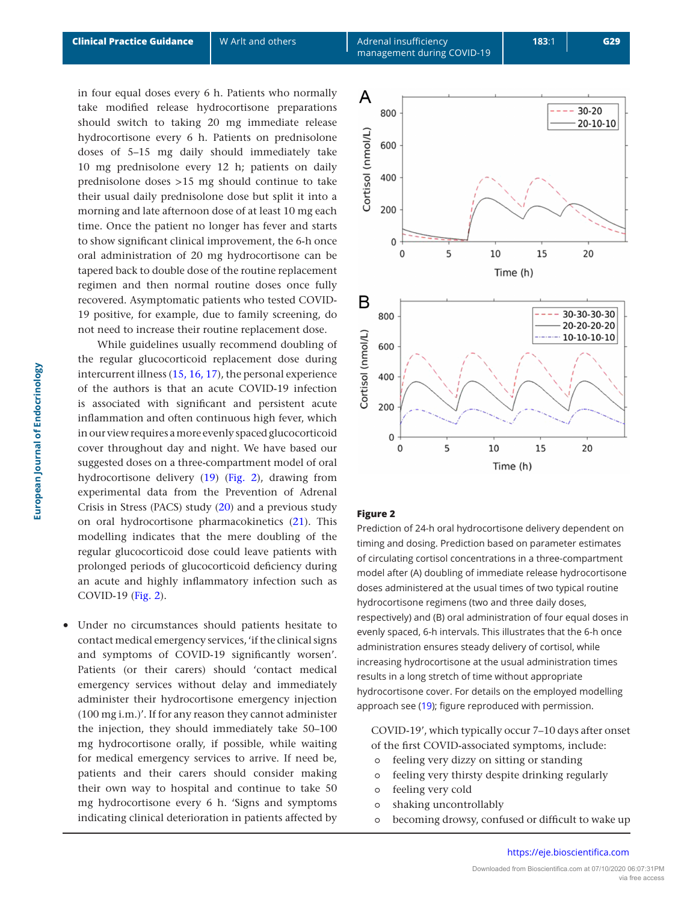in four equal doses every 6 h. Patients who normally take modified release hydrocortisone preparations should switch to taking 20 mg immediate release hydrocortisone every 6 h. Patients on prednisolone doses of 5–15 mg daily should immediately take 10 mg prednisolone every 12 h; patients on daily prednisolone doses >15 mg should continue to take their usual daily prednisolone dose but split it into a morning and late afternoon dose of at least 10 mg each time. Once the patient no longer has fever and starts to show significant clinical improvement, the 6-h once oral administration of 20 mg hydrocortisone can be tapered back to double dose of the routine replacement regimen and then normal routine doses once fully recovered. Asymptomatic patients who tested COVID-19 positive, for example, due to family screening, do not need to increase their routine replacement dose.

While guidelines usually recommend doubling of the regular glucocorticoid replacement dose during intercurrent illness (15, 16, 17), the personal experience of the authors is that an acute COVID-19 infection is associated with significant and persistent acute inflammation and often continuous high fever, which in our view requires a more evenly spaced glucocorticoid cover throughout day and night. We have based our suggested doses on a three-compartment model of oral hydrocortisone delivery (19) (Fig. 2), drawing from experimental data from the Prevention of Adrenal Crisis in Stress (PACS) study (20) and a previous study on oral hydrocortisone pharmacokinetics (21). This modelling indicates that the mere doubling of the regular glucocorticoid dose could leave patients with prolonged periods of glucocorticoid deficiency during an acute and highly inflammatory infection such as COVID-19 (Fig. 2).

- Under no circumstances should patients hesitate to contact medical emergency services, 'if the clinical signs and symptoms of COVID-19 significantly worsen'. Patients (or their carers) should 'contact medical emergency services without delay and immediately administer their hydrocortisone emergency injection (100 mg i.m.)'. If for any reason they cannot administer the injection, they should immediately take 50–100 mg hydrocortisone orally, if possible, while waiting for medical emergency services to arrive. If need be, patients and their carers should consider making their own way to hospital and continue to take 50 mg hydrocortisone every 6 h. 'Signs and symptoms indicating clinical deterioration in patients affected by COVID-19', which typically occur 7–10 days after onset of the first COVID-associated symptoms, include:
  - feeling very dizzy on sitting or standing
  - feeling very thirsty despite drinking regularly
  - feeling very cold
  - shaking uncontrollably
  - becoming drowsy, confused or difficult to wake up

**Figure 2**

Prediction of 24-h oral hydrocortisone delivery dependent on timing and dosing. Prediction based on parameter estimates of circulating cortisol concentrations in a three-compartment model after (A) doubling of immediate release hydrocortisone doses administered at the usual times of two typical routine hydrocortisone regimens (two and three daily doses, respectively) and (B) oral administration of four equal doses in evenly spaced, 6-h intervals. This illustrates that the 6-h once administration ensures steady delivery of cortisol, while increasing hydrocortisone at the usual administration times results in a long stretch of time without appropriate hydrocortisone cover. For details on the employed modelling approach see (19); figure reproduced with permission.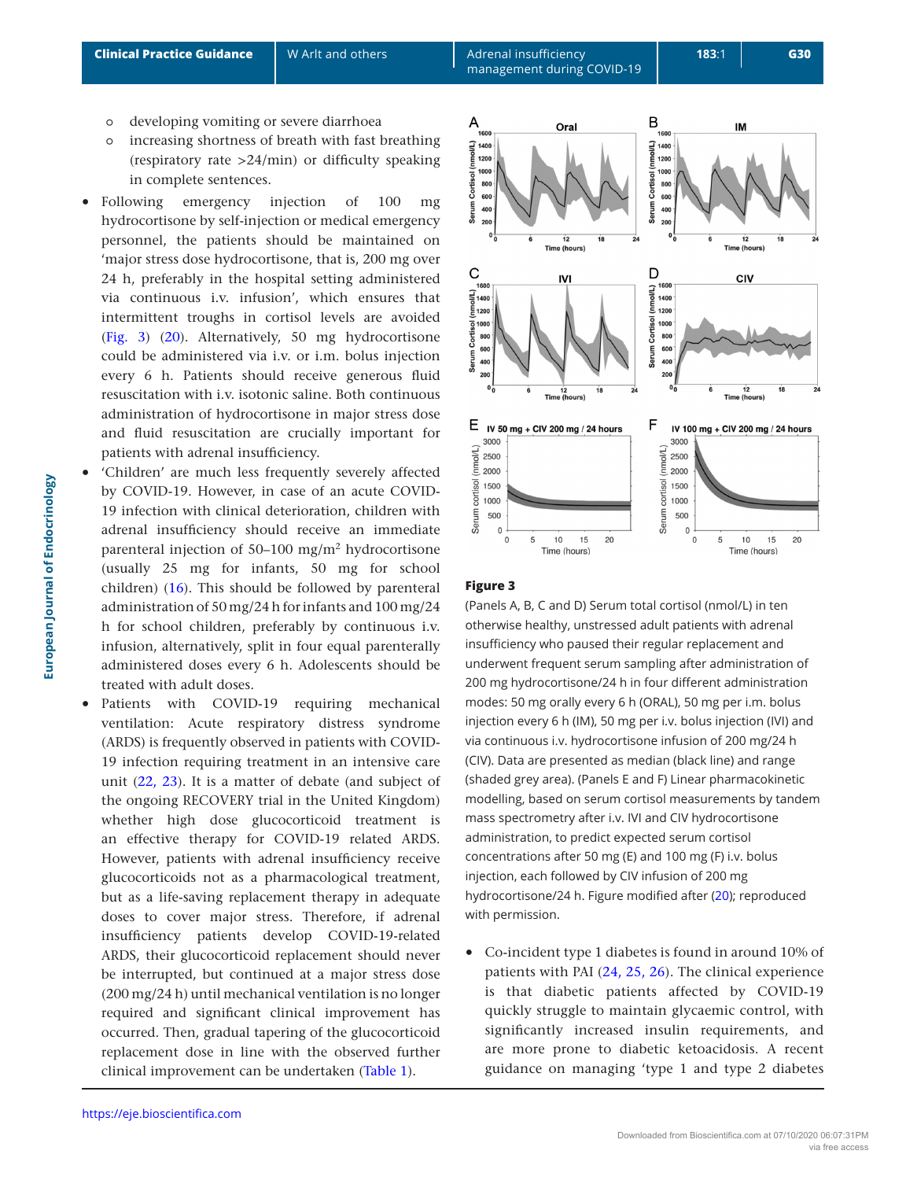- developing vomiting or severe diarrhoea
- increasing shortness of breath with fast breathing (respiratory rate >24/min) or difficulty speaking in complete sentences.

- Following emergency injection of 100 mg hydrocortisone by self-injection or medical emergency personnel, the patients should be maintained on 'major stress dose hydrocortisone, that is, 200 mg over 24 h, preferably in the hospital setting administered via continuous i.v. infusion', which ensures that intermittent troughs in cortisol levels are avoided (Fig. 3) (20). Alternatively, 50 mg hydrocortisone could be administered via i.v. or i.m. bolus injection every 6 h. Patients should receive generous fluid resuscitation with i.v. isotonic saline. Both continuous administration of hydrocortisone in major stress dose and fluid resuscitation are crucially important for patients with adrenal insufficiency.
- 'Children' are much less frequently severely affected by COVID-19. However, in case of an acute COVID-19 infection with clinical deterioration, children with adrenal insufficiency should receive an immediate parenteral injection of 50–100 mg/m² hydrocortisone (usually 25 mg for infants, 50 mg for school children) (16). This should be followed by parenteral administration of 50 mg/24 h for infants and 100 mg/24 h for school children, preferably by continuous i.v. infusion, alternatively, split in four equal parenterally administered doses every 6 h. Adolescents should be treated with adult doses.
- Patients with COVID-19 requiring mechanical ventilation: Acute respiratory distress syndrome (ARDS) is frequently observed in patients with COVID-19 infection requiring treatment in an intensive care unit (22, 23). It is a matter of debate (and subject of the ongoing RECOVERY trial in the United Kingdom) whether high dose glucocorticoid treatment is an effective therapy for COVID-19 related ARDS. However, patients with adrenal insufficiency receive glucocorticoids not as a pharmacological treatment, but as a life-saving replacement therapy in adequate doses to cover major stress. Therefore, if adrenal insufficiency patients develop COVID-19-related ARDS, their glucocorticoid replacement should never be interrupted, but continued at a major stress dose (200 mg/24 h) until mechanical ventilation is no longer required and significant clinical improvement has occurred. Then, gradual tapering of the glucocorticoid replacement dose in line with the observed further clinical improvement can be undertaken (Table 1).

**Figure 3**

(Panels A, B, C and D) Serum total cortisol (nmol/L) in ten otherwise healthy, unstressed adult patients with adrenal insufficiency who paused their regular replacement and underwent frequent serum sampling after administration of 200 mg hydrocortisone/24 h in four different administration modes: 50 mg orally every 6 h (ORAL), 50 mg per i.m. bolus injection every 6 h (IM), 50 mg per i.v. bolus injection (IVI) and via continuous i.v. hydrocortisone infusion of 200 mg/24 h (CIV). Data are presented as median (black line) and range (shaded grey area). (Panels E and F) Linear pharmacokinetic modelling, based on serum cortisol measurements by tandem mass spectrometry after i.v. IVI and CIV hydrocortisone administration, to predict expected serum cortisol concentrations after 50 mg (E) and 100 mg (F) i.v. bolus injection, each followed by CIV infusion of 200 mg hydrocortisone/24 h. Figure modified after (20); reproduced with permission.

- Co-incident type 1 diabetes is found in around 10% of patients with PAI (24, 25, 26). The clinical experience is that diabetic patients affected by COVID-19 quickly struggle to maintain glycaemic control, with significantly increased insulin requirements, and are more prone to diabetic ketoacidosis. A recent guidance on managing 'type 1 and type 2 diabetes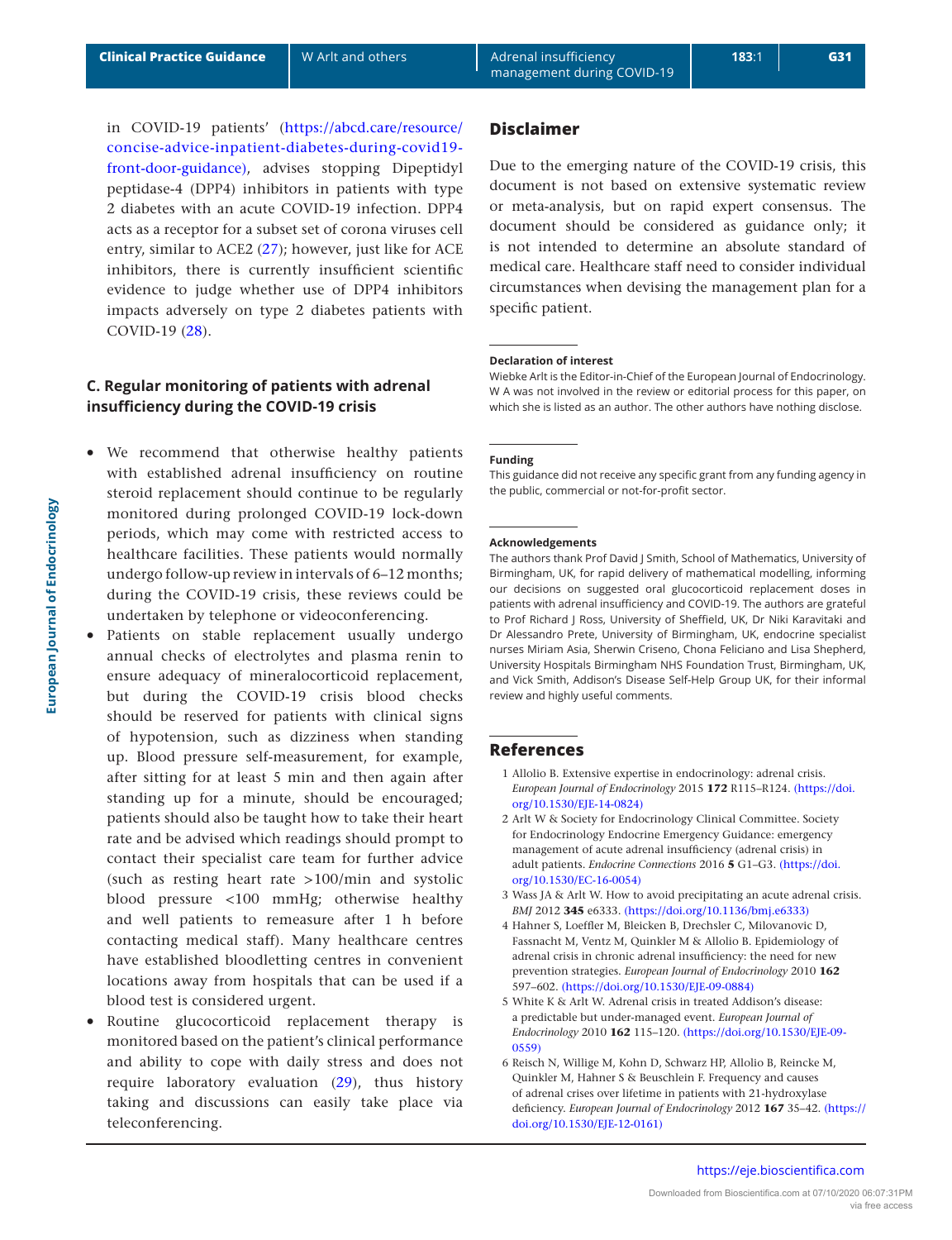in COVID-19 patients' (https://abcd.care/resource/concise-advice-inpatient-diabetes-during-covid19-front-door-guidance), advises stopping Dipeptidyl peptidase-4 (DPP4) inhibitors in patients with type 2 diabetes with an acute COVID-19 infection. DPP4 acts as a receptor for a subset set of corona viruses cell entry, similar to ACE2 (27); however, just like for ACE inhibitors, there is currently insufficient scientific evidence to judge whether use of DPP4 inhibitors impacts adversely on type 2 diabetes patients with COVID-19 (28).

## C. Regular monitoring of patients with adrenal insufficiency during the COVID-19 crisis

- We recommend that otherwise healthy patients with established adrenal insufficiency on routine steroid replacement should continue to be regularly monitored during prolonged COVID-19 lock-down periods, which may come with restricted access to healthcare facilities. These patients would normally undergo follow-up review in intervals of 6–12 months; during the COVID-19 crisis, these reviews could be undertaken by telephone or videoconferencing.
- Patients on stable replacement usually undergo annual checks of electrolytes and plasma renin to ensure adequacy of mineralocorticoid replacement, but during the COVID-19 crisis blood checks should be reserved for patients with clinical signs of hypotension, such as dizziness when standing up. Blood pressure self-measurement, for example, after sitting for at least 5 min and then again after standing up for a minute, should be encouraged; patients should also be taught how to take their heart rate and be advised which readings should prompt to contact their specialist care team for further advice (such as resting heart rate >100/min and systolic blood pressure <100 mmHg; otherwise healthy and well patients to remeasure after 1 h before contacting medical staff). Many healthcare centres have established bloodletting centres in convenient locations away from hospitals that can be used if a blood test is considered urgent.
- Routine glucocorticoid replacement therapy is monitored based on the patient's clinical performance and ability to cope with daily stress and does not require laboratory evaluation (29), thus history taking and discussions can easily take place via teleconferencing.

## Disclaimer

Due to the emerging nature of the COVID-19 crisis, this document is not based on extensive systematic review or meta-analysis, but on rapid expert consensus. The document should be considered as guidance only; it is not intended to determine an absolute standard of medical care. Healthcare staff need to consider individual circumstances when devising the management plan for a specific patient.

#### Declaration of interest

Wiebke Arlt is the Editor-in-Chief of the European Journal of Endocrinology. W A was not involved in the review or editorial process for this paper, on which she is listed as an author. The other authors have nothing disclose.

#### Funding

This guidance did not receive any specific grant from any funding agency in the public, commercial or not-for-profit sector.

#### Acknowledgements

The authors thank Prof David J Smith, School of Mathematics, University of Birmingham, UK, for rapid delivery of mathematical modelling, informing our decisions on suggested oral glucocorticoid replacement doses in patients with adrenal insufficiency and COVID-19. The authors are grateful to Prof Richard J Ross, University of Sheffield, UK, Dr Niki Karavitaki and Dr Alessandro Prete, University of Birmingham, UK, endocrine specialist nurses Miriam Asia, Sherwin Criseno, Chona Feliciano and Lisa Shepherd, University Hospitals Birmingham NHS Foundation Trust, Birmingham, UK, and Vick Smith, Addison's Disease Self-Help Group UK, for their informal review and highly useful comments.

## References

1. Allolio B. Extensive expertise in endocrinology: adrenal crisis. *European Journal of Endocrinology* 2015 **172** R115–R124. (https://doi.org/10.1530/EJE-14-0824)
2. Arlt W & Society for Endocrinology Clinical Committee. Society for Endocrinology Endocrine Emergency Guidance: emergency management of acute adrenal insufficiency (adrenal crisis) in adult patients. *Endocrine Connections* 2016 **5** G1–G3. (https://doi.org/10.1530/EC-16-0054)
3. Wass JA & Arlt W. How to avoid precipitating an acute adrenal crisis. *BMJ* 2012 **345** e6333. (https://doi.org/10.1136/bmj.e6333)
4. Hahner S, Loeffler M, Bleicken B, Drechsler C, Milovanovic D, Fassnacht M, Ventz M, Quinkler M & Allolio B. Epidemiology of adrenal crisis in chronic adrenal insufficiency: the need for new prevention strategies. *European Journal of Endocrinology* 2010 **162** 597–602. (https://doi.org/10.1530/EJE-09-0884)
5. White K & Arlt W. Adrenal crisis in treated Addison's disease: a predictable but under-managed event. *European Journal of Endocrinology* 2010 **162** 115–120. (https://doi.org/10.1530/EJE-09-0559)
6. Reisch N, Willige M, Kohn D, Schwarz HP, Allolio B, Reincke M, Quinkler M, Hahner S & Beuschlein F. Frequency and causes of adrenal crises over lifetime in patients with 21-hydroxylase deficiency. *European Journal of Endocrinology* 2012 **167** 35–42. (https://doi.org/10.1530/EJE-12-0161)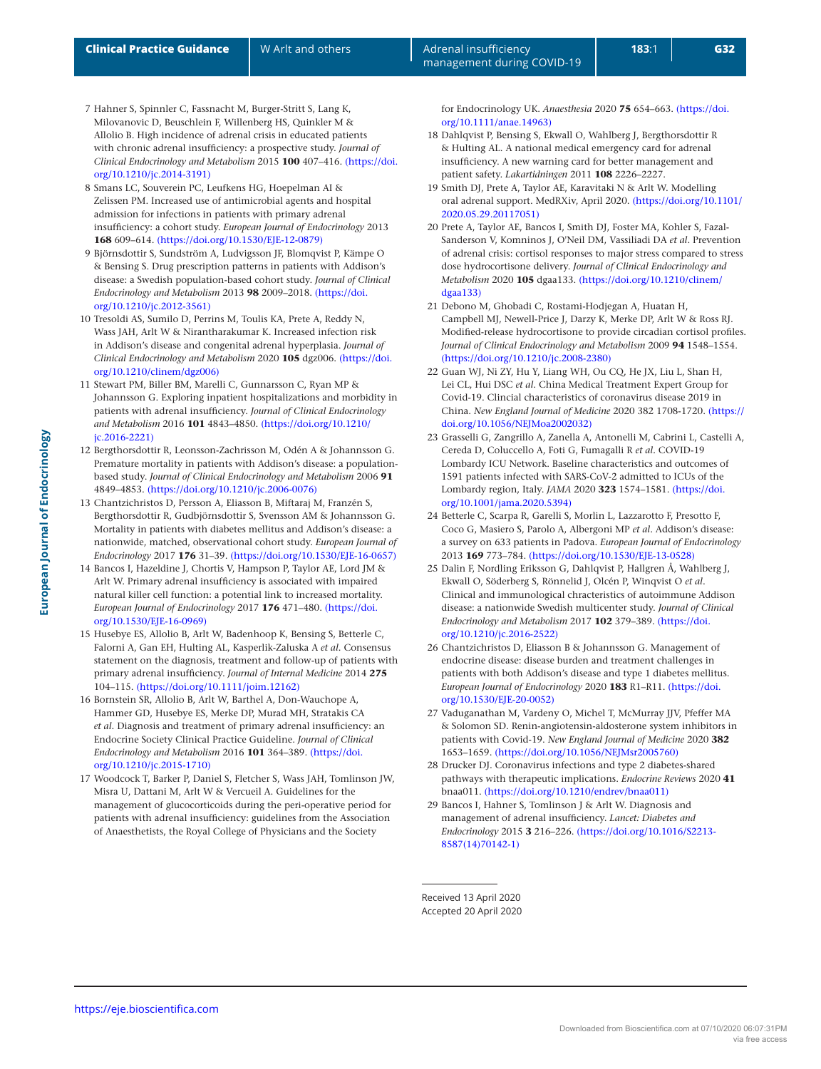7 Hahner S, Spinnler C, Fassnacht M, Burger-Stritt S, Lang K, Milovanovic D, Beuschlein F, Willenberg HS, Quinkler M & Allolio B. High incidence of adrenal crisis in educated patients with chronic adrenal insufficiency: a prospective study. *Journal of Clinical Endocrinology and Metabolism* 2015 **100** 407–416. (https://doi.org/10.1210/jc.2014-3191)

8 Smans LC, Souverein PC, Leufkens HG, Hoepelman AI & Zelissen PM. Increased use of antimicrobial agents and hospital admission for infections in patients with primary adrenal insufficiency: a cohort study. *European Journal of Endocrinology* 2013 **168** 609–614. (https://doi.org/10.1530/EJE-12-0879)

9 Björnsdottir S, Sundström A, Ludvigsson JF, Blomqvist P, Kämpe O & Bensing S. Drug prescription patterns in patients with Addison's disease: a Swedish population-based cohort study. *Journal of Clinical Endocrinology and Metabolism* 2013 **98** 2009–2018. (https://doi.org/10.1210/jc.2012-3561)

10 Tresoldi AS, Sumilo D, Perrins M, Toulis KA, Prete A, Reddy N, Wass JAH, Arlt W & Nirantharakumar K. Increased infection risk in Addison's disease and congenital adrenal hyperplasia. *Journal of Clinical Endocrinology and Metabolism* 2020 **105** dgz006. (https://doi.org/10.1210/clinem/dgz006)

11 Stewart PM, Biller BM, Marelli C, Gunnarsson C, Ryan MP & Johannsson G. Exploring inpatient hospitalizations and morbidity in patients with adrenal insufficiency. *Journal of Clinical Endocrinology and Metabolism* 2016 **101** 4843–4850. (https://doi.org/10.1210/jc.2016-2221)

12 Bergthorsdottir R, Leonsson-Zachrisson M, Odén A & Johannsson G. Premature mortality in patients with Addison's disease: a population-based study. *Journal of Clinical Endocrinology and Metabolism* 2006 **91** 4849–4853. (https://doi.org/10.1210/jc.2006-0076)

13 Chantzichristos D, Persson A, Eliasson B, Miftaraj M, Franzén S, Bergthorsdottir R, Gudbjörnsdottir S, Svensson AM & Johannsson G. Mortality in patients with diabetes mellitus and Addison's disease: a nationwide, matched, observational cohort study. *European Journal of Endocrinology* 2017 **176** 31–39. (https://doi.org/10.1530/EJE-16-0657)

14 Bancos I, Hazeldine J, Chortis V, Hampson P, Taylor AE, Lord JM & Arlt W. Primary adrenal insufficiency is associated with impaired natural killer cell function: a potential link to increased mortality. *European Journal of Endocrinology* 2017 **176** 471–480. (https://doi.org/10.1530/EJE-16-0969)

15 Husebye ES, Allolio B, Arlt W, Badenhoop K, Bensing S, Betterle C, Falorni A, Gan EH, Hulting AL, Kasperlik-Zaluska A *et al*. Consensus statement on the diagnosis, treatment and follow-up of patients with primary adrenal insufficiency. *Journal of Internal Medicine* 2014 **275** 104–115. (https://doi.org/10.1111/joim.12162)

16 Bornstein SR, Allolio B, Arlt W, Barthel A, Don-Wauchope A, Hammer GD, Husebye ES, Merke DP, Murad MH, Stratakis CA *et al*. Diagnosis and treatment of primary adrenal insufficiency: an Endocrine Society Clinical Practice Guideline. *Journal of Clinical Endocrinology and Metabolism* 2016 **101** 364–389. (https://doi.org/10.1210/jc.2015-1710)

17 Woodcock T, Barker P, Daniel S, Fletcher S, Wass JAH, Tomlinson JW, Misra U, Dattani M, Arlt W & Vercueil A. Guidelines for the management of glucocorticoids during the peri-operative period for patients with adrenal insufficiency: guidelines from the Association of Anaesthetists, the Royal College of Physicians and the Society for Endocrinology UK. *Anaesthesia* 2020 **75** 654–663. (https://doi.org/10.1111/anae.14963)

18 Dahlqvist P, Bensing S, Ekwall O, Wahlberg J, Bergthorsdottir R & Hulting AL. A national medical emergency card for adrenal insufficiency. A new warning card for better management and patient safety. *Lakartidningen* 2011 **108** 2226–2227.

19 Smith DJ, Prete A, Taylor AE, Karavitaki N & Arlt W. Modelling oral adrenal support. MedRXiv, April 2020. (https://doi.org/10.1101/2020.05.29.20117051)

20 Prete A, Taylor AE, Bancos I, Smith DJ, Foster MA, Kohler S, Fazal-Sanderson V, Komninos J, O'Neil DM, Vassiliadi DA *et al*. Prevention of adrenal crisis: cortisol responses to major stress compared to stress dose hydrocortisone delivery. *Journal of Clinical Endocrinology and Metabolism* 2020 **105** dgaa133. (https://doi.org/10.1210/clinem/dgaa133)

21 Debono M, Ghobadi C, Rostami-Hodjegan A, Huatan H, Campbell MJ, Newell-Price J, Darzy K, Merke DP, Arlt W & Ross RJ. Modified-release hydrocortisone to provide circadian cortisol profiles. *Journal of Clinical Endocrinology and Metabolism* 2009 **94** 1548–1554. (https://doi.org/10.1210/jc.2008-2380)

22 Guan WJ, Ni ZY, Hu Y, Liang WH, Ou CQ, He JX, Liu L, Shan H, Lei CL, Hui DSC *et al*. China Medical Treatment Expert Group for Covid-19. Clincial characteristics of coronavirus disease 2019 in China. *New England Journal of Medicine* 2020 382 1708-1720. (https://doi.org/10.1056/NEJMoa2002032)

23 Grasselli G, Zangrillo A, Zanella A, Antonelli M, Cabrini L, Castelli A, Cereda D, Coluccello A, Foti G, Fumagalli R *et al*. COVID-19 Lombardy ICU Network. Baseline characteristics and outcomes of 1591 patients infected with SARS-CoV-2 admitted to ICUs of the Lombardy region, Italy. *JAMA* 2020 **323** 1574–1581. (https://doi.org/10.1001/jama.2020.5394)

24 Betterle C, Scarpa R, Garelli S, Morlin L, Lazzarotto F, Presotto F, Coco G, Masiero S, Parolo A, Albergoni MP *et al*. Addison's disease: a survey on 633 patients in Padova. *European Journal of Endocrinology* 2013 **169** 773–784. (https://doi.org/10.1530/EJE-13-0528)

25 Dalin F, Nordling Eriksson G, Dahlqvist P, Hallgren Å, Wahlberg J, Ekwall O, Söderberg S, Rönnelid J, Olcén P, Winqvist O *et al*. Clinical and immunological chracteristics of autoimmune Addison disease: a nationwide Swedish multicenter study. *Journal of Clinical Endocrinology and Metabolism* 2017 **102** 379–389. (https://doi.org/10.1210/jc.2016-2522)

26 Chantzichristos D, Eliasson B & Johannsson G. Management of endocrine disease: disease burden and treatment challenges in patients with both Addison's disease and type 1 diabetes mellitus. *European Journal of Endocrinology* 2020 **183** R1–R11. (https://doi.org/10.1530/EJE-20-0052)

27 Vaduganathan M, Vardeny O, Michel T, McMurray JJV, Pfeffer MA & Solomon SD. Renin-angiotensin-aldosterone system inhibitors in patients with Covid-19. *New England Journal of Medicine* 2020 **382** 1653–1659. (https://doi.org/10.1056/NEJMsr2005760)

28 Drucker DJ. Coronavirus infections and type 2 diabetes-shared pathways with therapeutic implications. *Endocrine Reviews* 2020 **41** bnaa011. (https://doi.org/10.1210/endrev/bnaa011)

29 Bancos I, Hahner S, Tomlinson J & Arlt W. Diagnosis and management of adrenal insufficiency. *Lancet: Diabetes and Endocrinology* 2015 **3** 216–226. (https://doi.org/10.1016/S2213-8587(14)70142-1)

---

Received 13 April 2020
Accepted 20 April 2020